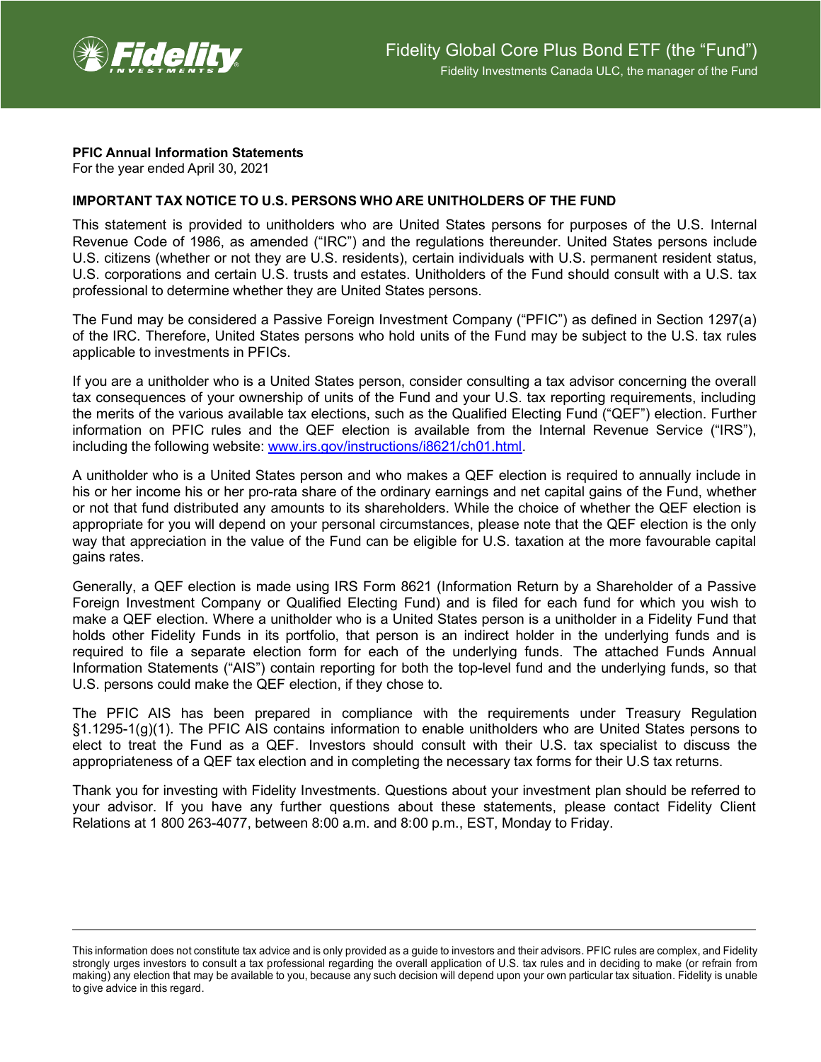# Fidelity Global Core Plus Bond ETF (the "Fund")

Fidelity Investments Canada ULC, the manager of the Fund

**PFIC Annual Information Statements**
For the year ended April 30, 2021

**IMPORTANT TAX NOTICE TO U.S. PERSONS WHO ARE UNITHOLDERS OF THE FUND**

This statement is provided to unitholders who are United States persons for purposes of the U.S. Internal Revenue Code of 1986, as amended ("IRC") and the regulations thereunder. United States persons include U.S. citizens (whether or not they are U.S. residents), certain individuals with U.S. permanent resident status, U.S. corporations and certain U.S. trusts and estates. Unitholders of the Fund should consult with a U.S. tax professional to determine whether they are United States persons.

The Fund may be considered a Passive Foreign Investment Company ("PFIC") as defined in Section 1297(a) of the IRC. Therefore, United States persons who hold units of the Fund may be subject to the U.S. tax rules applicable to investments in PFICs.

If you are a unitholder who is a United States person, consider consulting a tax advisor concerning the overall tax consequences of your ownership of units of the Fund and your U.S. tax reporting requirements, including the merits of the various available tax elections, such as the Qualified Electing Fund ("QEF") election. Further information on PFIC rules and the QEF election is available from the Internal Revenue Service ("IRS"), including the following website: [www.irs.gov/instructions/i8621/ch01.html](www.irs.gov/instructions/i8621/ch01.html).

A unitholder who is a United States person and who makes a QEF election is required to annually include in his or her income his or her pro-rata share of the ordinary earnings and net capital gains of the Fund, whether or not that fund distributed any amounts to its shareholders. While the choice of whether the QEF election is appropriate for you will depend on your personal circumstances, please note that the QEF election is the only way that appreciation in the value of the Fund can be eligible for U.S. taxation at the more favourable capital gains rates.

Generally, a QEF election is made using IRS Form 8621 (Information Return by a Shareholder of a Passive Foreign Investment Company or Qualified Electing Fund) and is filed for each fund for which you wish to make a QEF election. Where a unitholder who is a United States person is a unitholder in a Fidelity Fund that holds other Fidelity Funds in its portfolio, that person is an indirect holder in the underlying funds and is required to file a separate election form for each of the underlying funds. The attached Funds Annual Information Statements ("AIS") contain reporting for both the top-level fund and the underlying funds, so that U.S. persons could make the QEF election, if they chose to.

The PFIC AIS has been prepared in compliance with the requirements under Treasury Regulation §1.1295-1(g)(1). The PFIC AIS contains information to enable unitholders who are United States persons to elect to treat the Fund as a QEF. Investors should consult with their U.S. tax specialist to discuss the appropriateness of a QEF tax election and in completing the necessary tax forms for their U.S tax returns.

Thank you for investing with Fidelity Investments. Questions about your investment plan should be referred to your advisor. If you have any further questions about these statements, please contact Fidelity Client Relations at 1 800 263-4077, between 8:00 a.m. and 8:00 p.m., EST, Monday to Friday.

---

This information does not constitute tax advice and is only provided as a guide to investors and their advisors. PFIC rules are complex, and Fidelity strongly urges investors to consult a tax professional regarding the overall application of U.S. tax rules and in deciding to make (or refrain from making) any election that may be available to you, because any such decision will depend upon your own particular tax situation. Fidelity is unable to give advice in this regard.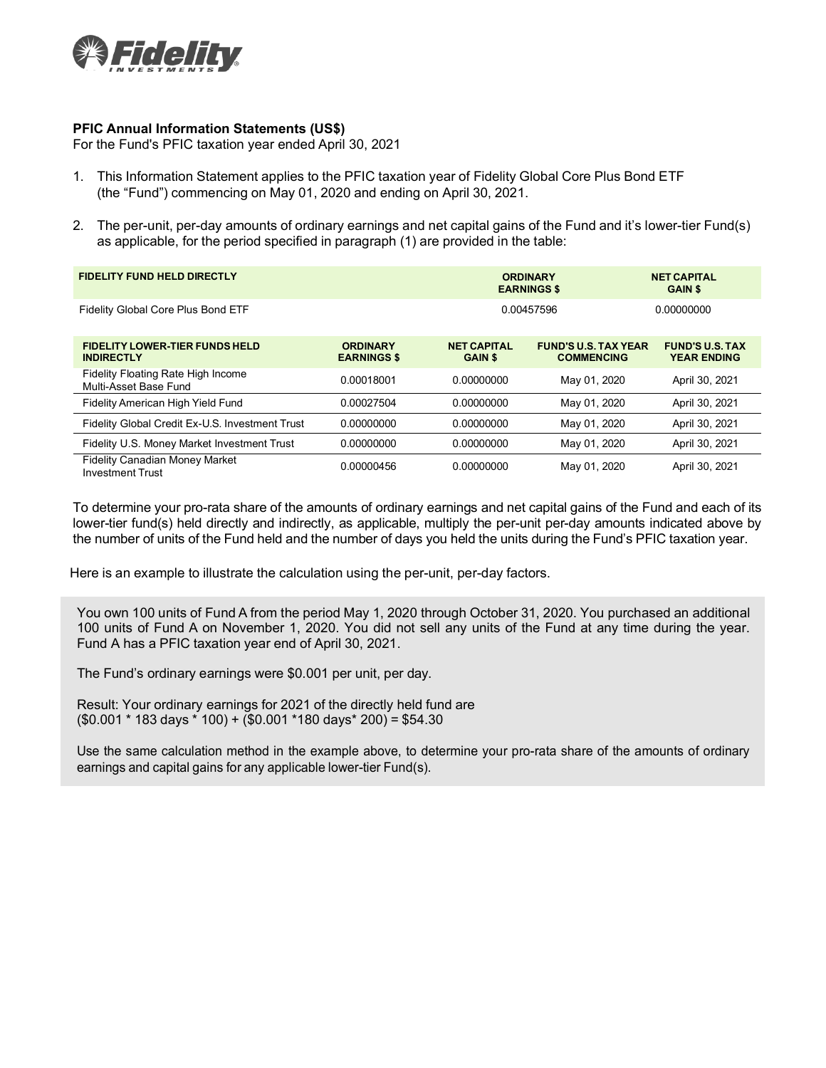**PFIC Annual Information Statements (US$)**
For the Fund's PFIC taxation year ended April 30, 2021

1. This Information Statement applies to the PFIC taxation year of Fidelity Global Core Plus Bond ETF (the "Fund") commencing on May 01, 2020 and ending on April 30, 2021.

2. The per-unit, per-day amounts of ordinary earnings and net capital gains of the Fund and it's lower-tier Fund(s) as applicable, for the period specified in paragraph (1) are provided in the table:

| FIDELITY FUND HELD DIRECTLY | ORDINARY EARNINGS $ | NET CAPITAL GAIN $ |
|---|---|---|
| Fidelity Global Core Plus Bond ETF | 0.00457596 | 0.00000000 |

| FIDELITY LOWER-TIER FUNDS HELD INDIRECTLY | ORDINARY EARNINGS $ | NET CAPITAL GAIN $ | FUND'S U.S. TAX YEAR COMMENCING | FUND'S U.S. TAX YEAR ENDING |
|---|---|---|---|---|
| Fidelity Floating Rate High Income Multi-Asset Base Fund | 0.00018001 | 0.00000000 | May 01, 2020 | April 30, 2021 |
| Fidelity American High Yield Fund | 0.00027504 | 0.00000000 | May 01, 2020 | April 30, 2021 |
| Fidelity Global Credit Ex-U.S. Investment Trust | 0.00000000 | 0.00000000 | May 01, 2020 | April 30, 2021 |
| Fidelity U.S. Money Market Investment Trust | 0.00000000 | 0.00000000 | May 01, 2020 | April 30, 2021 |
| Fidelity Canadian Money Market Investment Trust | 0.00000456 | 0.00000000 | May 01, 2020 | April 30, 2021 |

To determine your pro-rata share of the amounts of ordinary earnings and net capital gains of the Fund and each of its lower-tier fund(s) held directly and indirectly, as applicable, multiply the per-unit per-day amounts indicated above by the number of units of the Fund held and the number of days you held the units during the Fund's PFIC taxation year.

Here is an example to illustrate the calculation using the per-unit, per-day factors.

You own 100 units of Fund A from the period May 1, 2020 through October 31, 2020. You purchased an additional 100 units of Fund A on November 1, 2020. You did not sell any units of the Fund at any time during the year. Fund A has a PFIC taxation year end of April 30, 2021.

The Fund's ordinary earnings were $0.001 per unit, per day.

Result: Your ordinary earnings for 2021 of the directly held fund are
($0.001 * 183 days * 100) + ($0.001 *180 days* 200) = $54.30

Use the same calculation method in the example above, to determine your pro-rata share of the amounts of ordinary earnings and capital gains for any applicable lower-tier Fund(s).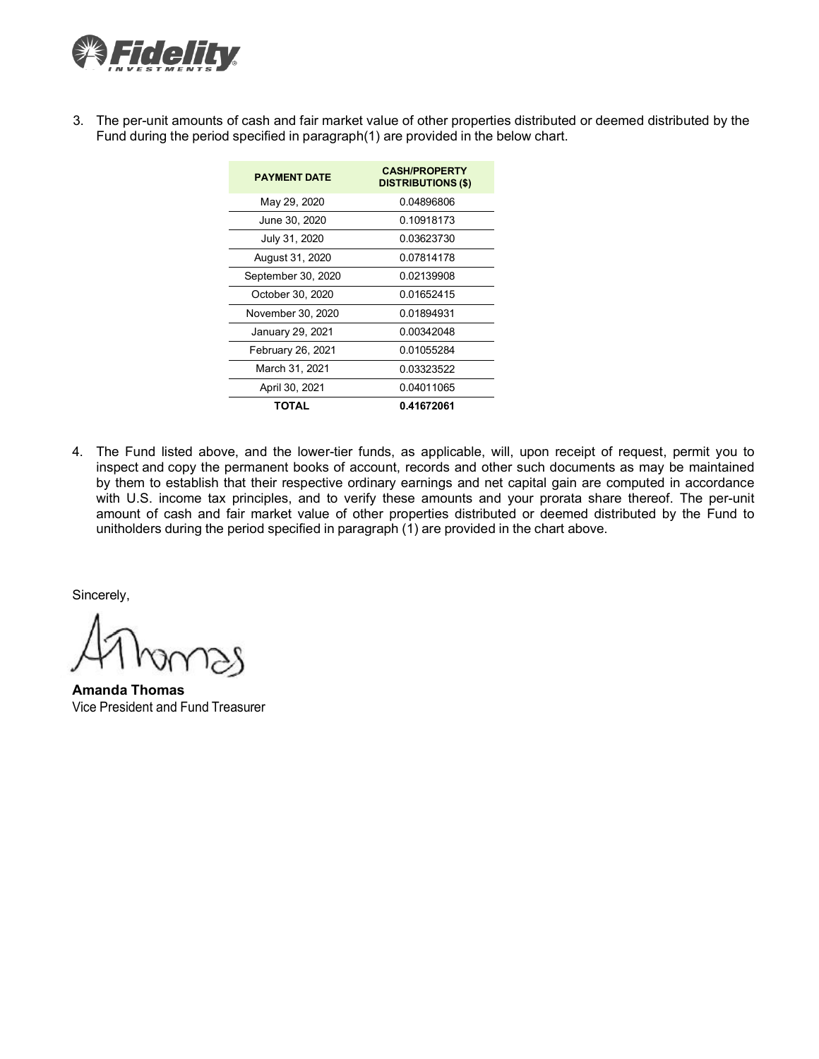3. The per-unit amounts of cash and fair market value of other properties distributed or deemed distributed by the Fund during the period specified in paragraph(1) are provided in the below chart.

| PAYMENT DATE | CASH/PROPERTY DISTRIBUTIONS ($) |
| --- | --- |
| May 29, 2020 | 0.04896806 |
| June 30, 2020 | 0.10918173 |
| July 31, 2020 | 0.03623730 |
| August 31, 2020 | 0.07814178 |
| September 30, 2020 | 0.02139908 |
| October 30, 2020 | 0.01652415 |
| November 30, 2020 | 0.01894931 |
| January 29, 2021 | 0.00342048 |
| February 26, 2021 | 0.01055284 |
| March 31, 2021 | 0.03323522 |
| April 30, 2021 | 0.04011065 |
| **TOTAL** | **0.41672061** |

4. The Fund listed above, and the lower-tier funds, as applicable, will, upon receipt of request, permit you to inspect and copy the permanent books of account, records and other such documents as may be maintained by them to establish that their respective ordinary earnings and net capital gain are computed in accordance with U.S. income tax principles, and to verify these amounts and your prorata share thereof. The per-unit amount of cash and fair market value of other properties distributed or deemed distributed by the Fund to unitholders during the period specified in paragraph (1) are provided in the chart above.

Sincerely,

**Amanda Thomas**
Vice President and Fund Treasurer